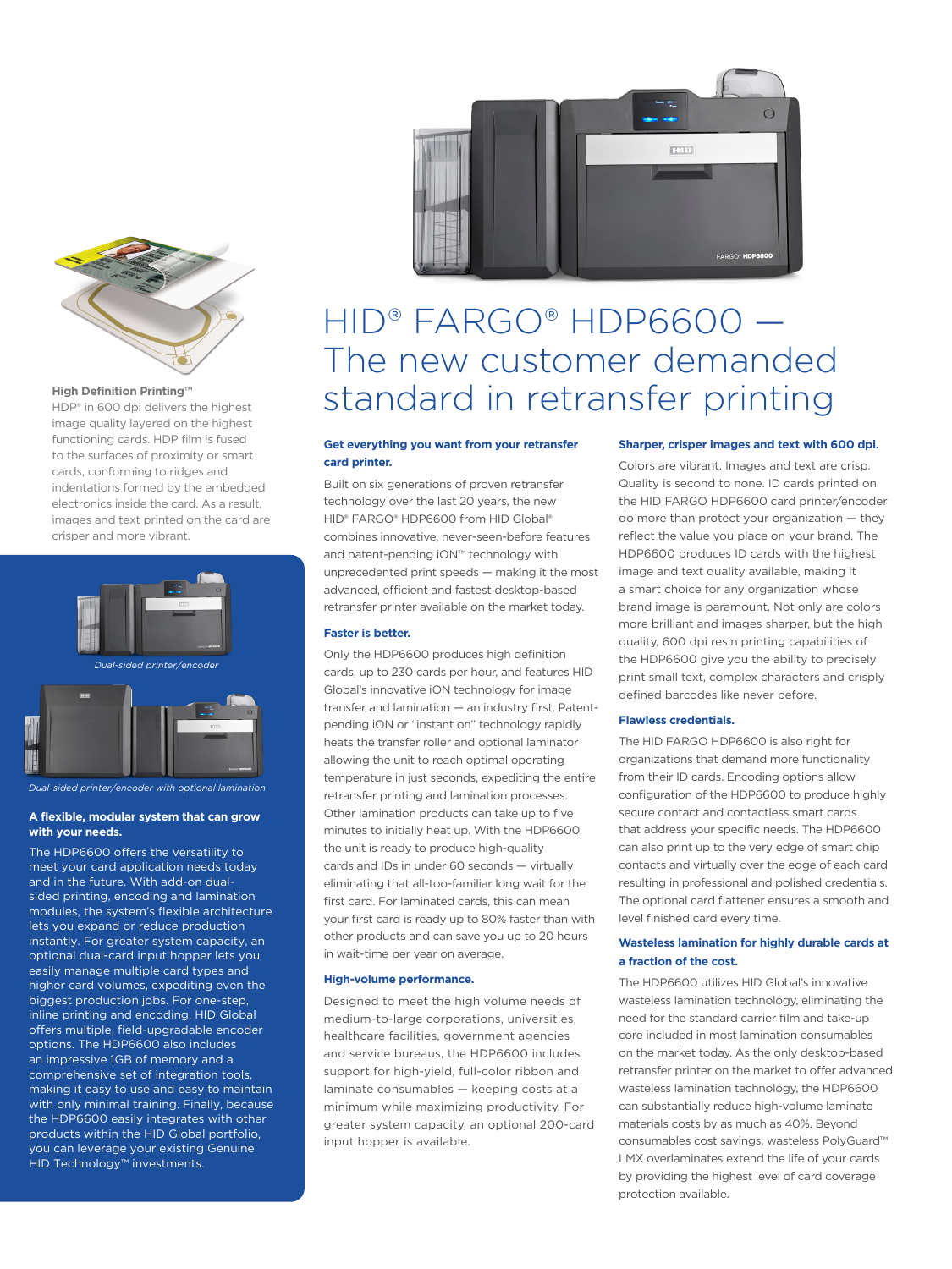# HID® FARGO® HDP6600 — The new customer demanded standard in retransfer printing

### Get everything you want from your retransfer card printer.

Built on six generations of proven retransfer technology over the last 20 years, the new HID® FARGO® HDP6600 from HID Global® combines innovative, never-seen-before features and patent-pending iON™ technology with unprecedented print speeds — making it the most advanced, efficient and fastest desktop-based retransfer printer available on the market today.

### Faster is better.

Only the HDP6600 produces high definition cards, up to 230 cards per hour, and features HID Global's innovative iON technology for image transfer and lamination — an industry first. Patent-pending iON or "instant on" technology rapidly heats the transfer roller and optional laminator allowing the unit to reach optimal operating temperature in just seconds, expediting the entire retransfer printing and lamination processes. Other lamination products can take up to five minutes to initially heat up. With the HDP6600, the unit is ready to produce high-quality cards and IDs in under 60 seconds — virtually eliminating that all-too-familiar long wait for the first card. For laminated cards, this can mean your first card is ready up to 80% faster than with other products and can save you up to 20 hours in wait-time per year on average.

### High-volume performance.

Designed to meet the high volume needs of medium-to-large corporations, universities, healthcare facilities, government agencies and service bureaus, the HDP6600 includes support for high-yield, full-color ribbon and laminate consumables — keeping costs at a minimum while maximizing productivity. For greater system capacity, an optional 200-card input hopper is available.

### Sharper, crisper images and text with 600 dpi.

Colors are vibrant. Images and text are crisp. Quality is second to none. ID cards printed on the HID FARGO HDP6600 card printer/encoder do more than protect your organization — they reflect the value you place on your brand. The HDP6600 produces ID cards with the highest image and text quality available, making it a smart choice for any organization whose brand image is paramount. Not only are colors more brilliant and images sharper, but the high quality, 600 dpi resin printing capabilities of the HDP6600 give you the ability to precisely print small text, complex characters and crisply defined barcodes like never before.

### Flawless credentials.

The HID FARGO HDP6600 is also right for organizations that demand more functionality from their ID cards. Encoding options allow configuration of the HDP6600 to produce highly secure contact and contactless smart cards that address your specific needs. The HDP6600 can also print up to the very edge of smart chip contacts and virtually over the edge of each card resulting in professional and polished credentials. The optional card flattener ensures a smooth and level finished card every time.

### Wasteless lamination for highly durable cards at a fraction of the cost.

The HDP6600 utilizes HID Global's innovative wasteless lamination technology, eliminating the need for the standard carrier film and take-up core included in most lamination consumables on the market today. As the only desktop-based retransfer printer on the market with advanced wasteless lamination technology, the HDP6600 can substantially reduce high-volume laminate materials costs by as much as 40%. Beyond consumables cost savings, wasteless PolyGuard™ LMX overlaminates extend the life of your cards by providing the highest level of card coverage protection available.

**High Definition Printing™**

HDP® in 600 dpi delivers the highest image quality layered on the highest functioning cards. HDP film is fused to the surfaces of proximity or smart cards, conforming to ridges and indentations formed by the embedded electronics inside the card. As a result, images and text printed on the card are crisper and more vibrant.

*Dual-sided printer/encoder*

*Dual-sided printer/encoder with optional lamination*

### A flexible, modular system that can grow with your needs.

The HDP6600 offers the versatility to meet your card application needs today and in the future. With add-on dual-sided printing, encoding and lamination modules, the system's flexible architecture lets you expand or reduce production instantly. For greater system capacity, an optional dual-card input hopper lets you easily manage multiple card types and higher card volumes, expediting even the biggest production jobs. For one-step, inline printing and encoding, HID Global offers multiple, field-upgradable encoder options. The HDP6600 also includes an impressive 1GB of memory and a comprehensive set of integration tools, making it easy to use and easy to maintain with only minimal training. Finally, because the HDP6600 easily integrates with other products within the HID Global portfolio, you can leverage your existing Genuine HID Technology™ investments.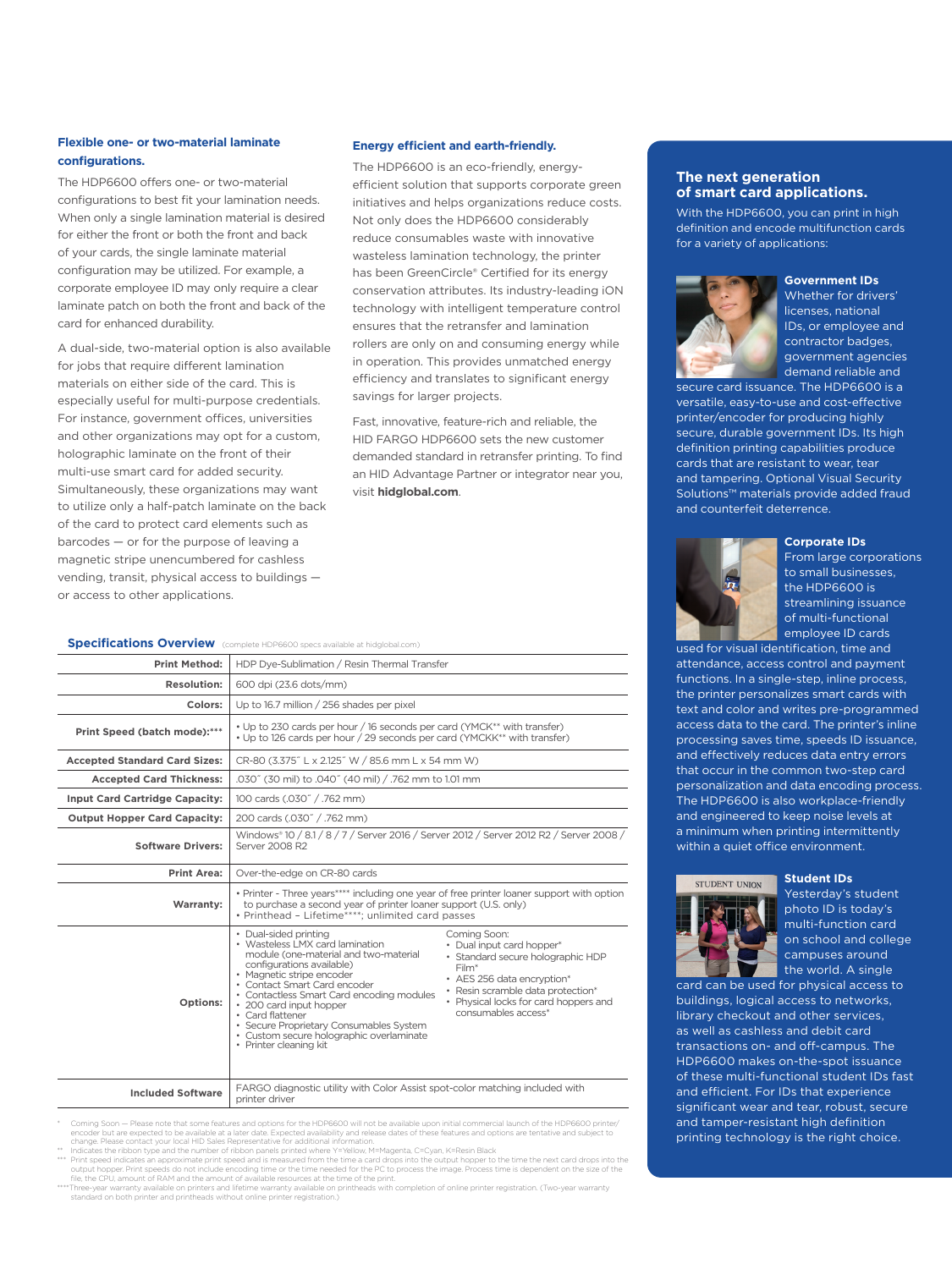### Flexible one- or two-material laminate configurations.

The HDP6600 offers one- or two-material configurations to best fit your lamination needs. When only a single lamination material is desired for either the front or both the front and back of your cards, the single laminate material configuration may be utilized. For example, a corporate employee ID may only require a clear laminate patch on both the front and back of the card for enhanced durability.

A dual-side, two-material option is also available for jobs that require different lamination materials on either side of the card. This is especially useful for multi-purpose credentials. For instance, government offices, universities and other organizations may opt for a custom, holographic laminate on the front of their multi-use smart card for added security. Simultaneously, these organizations may want to utilize only a half-patch laminate on the back of the card to protect card elements such as barcodes — or for the purpose of leaving a magnetic stripe unencumbered for cashless vending, transit, physical access to buildings — or access to other applications.

### Energy efficient and earth-friendly.

The HDP6600 is an eco-friendly, energy-efficient solution that supports corporate green initiatives and helps organizations reduce costs. Not only does the HDP6600 considerably reduce consumables waste with innovative wasteless lamination technology, the printer has been GreenCircle® Certified for its energy conservation attributes. Its industry-leading iON technology with intelligent temperature control ensures that the retransfer and lamination rollers are only on and consuming energy while in operation. This provides unmatched energy efficiency and translates to significant energy savings for larger projects.

Fast, innovative, feature-rich and reliable, the HID FARGO HDP6600 sets the new customer demanded standard in retransfer printing. To find an HID Advantage Partner or integrator near you, visit **hidglobal.com**.

## The next generation of smart card applications.

With the HDP6600, you can print in high definition and encode multifunction cards for a variety of applications:

**Government IDs**
Whether for drivers' licenses, national IDs, or employee and contractor badges, government agencies demand reliable and secure card issuance. The HDP6600 is a versatile, easy-to-use and cost-effective printer/encoder for producing highly secure, durable government IDs. Its high definition printing capabilities produce cards that are resistant to wear, tear and tampering. Optional Visual Security Solutions™ materials provide added fraud and counterfeit deterrence.

**Corporate IDs**
From large corporations to small businesses, the HDP6600 is streamlining issuance of multi-functional employee ID cards used for visual identification, time and attendance, access control and payment functions. In a single-step, inline process, the printer personalizes smart cards with text and color and writes pre-programmed access data to the card. The printer's inline processing saves time, speeds ID issuance, and effectively reduces data entry errors that occur in the common two-step card personalization and data encoding process. The HDP6600 is also workplace-friendly and engineered to keep noise levels at a minimum when printing intermittently within a quiet office environment.

**Student IDs**
Yesterday's student photo ID is today's multi-function card on school and college campuses around the world. A single card can be used for physical access to buildings, logical access to networks, library checkout and other services, as well as cashless and debit card transactions on- and off-campus. The HDP6600 makes on-the-spot issuance of these multi-functional student IDs fast and efficient. For IDs that experience significant wear and tear, robust, secure and tamper-resistant high definition printing technology is the right choice.

### Specifications Overview (complete HDP6600 specs available at hidglobal.com)

| | |
|---|---|
| **Print Method:** | HDP Dye-Sublimation / Resin Thermal Transfer |
| **Resolution:** | 600 dpi (23.6 dots/mm) |
| **Colors:** | Up to 16.7 million / 256 shades per pixel |
| **Print Speed (batch mode):*** ** | • Up to 230 cards per hour / 16 seconds per card (YMCK** with transfer)<br>• Up to 126 cards per hour / 29 seconds per card (YMCKK** with transfer) |
| **Accepted Standard Card Sizes:** | CR-80 (3.375˝ L x 2.125˝ W / 85.6 mm L x 54 mm W) |
| **Accepted Card Thickness:** | .030˝ (30 mil) to .040˝ (40 mil) / .762 mm to 1.01 mm |
| **Input Card Cartridge Capacity:** | 100 cards (.030˝ / .762 mm) |
| **Output Hopper Card Capacity:** | 200 cards (.030˝ / .762 mm) |
| **Software Drivers:** | Windows® 10 / 8.1 / 8 / 7 / Server 2016 / Server 2012 / Server 2012 R2 / Server 2008 / Server 2008 R2 |
| **Print Area:** | Over-the-edge on CR-80 cards |
| **Warranty:** | • Printer - Three years**** including one year of free printer loaner support with option to purchase a second year of printer loaner support (U.S. only)<br>• Printhead – Lifetime****; unlimited card passes |
| **Options:** | • Dual-sided printing<br>• Wasteless LMX card lamination module (one-material and two-material configurations available)<br>• Magnetic stripe encoder<br>• Contact Smart Card encoder<br>• Contactless Smart Card encoding modules<br>• 200 card input hopper<br>• Card flattener<br>• Secure Proprietary Consumables System<br>• Custom secure holographic overlaminate<br>• Printer cleaning kit<br><br>Coming Soon:<br>• Dual input card hopper*<br>• Standard secure holographic HDP Film*<br>• AES 256 data encryption*<br>• Resin scramble data protection*<br>• Physical locks for card hoppers and consumables access* |
| **Included Software** | FARGO diagnostic utility with Color Assist spot-color matching included with printer driver |

\* Coming Soon — Please note that some features and options for the HDP6600 will not be available upon initial commercial launch of the HDP6600 printer/encoder but are expected to be available at a later date. Expected availability and release dates of these features and options are tentative and subject to change. Please contact your local HID Sales Representative for additional information.

\*\* Indicates the ribbon type and the number of ribbon panels printed where Y=Yellow, M=Magenta, C=Cyan, K=Resin Black

\*\*\* Print speed indicates an approximate print speed and is measured from the time a card drops into the output hopper to the time the next card drops into the output hopper. Print speeds do not include encoding time or the time needed for the PC to process the image. Process time is dependent on the size of the file, the CPU, amount of RAM and the amount of available resources at the time of the print.

\*\*\*\* Three-year warranty available on printers and lifetime warranty available on printheads with completion of online printer registration. (Two-year warranty standard on both printer and printheads without online printer registration.)